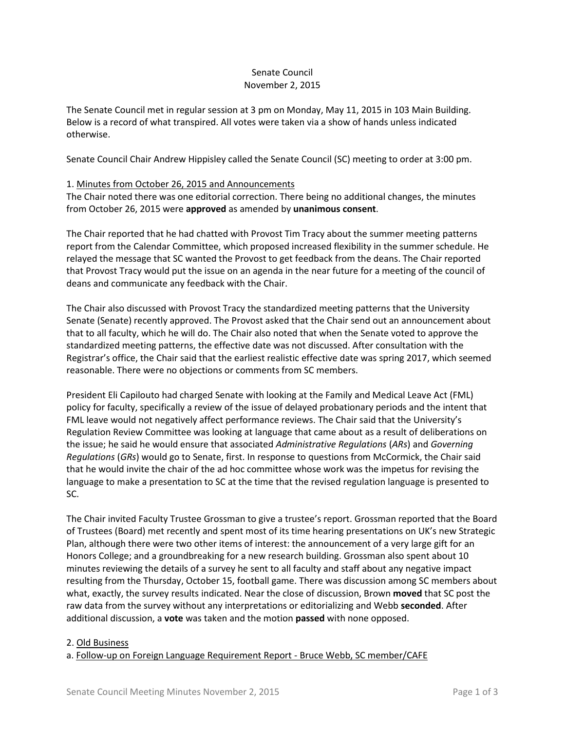# Senate Council
## November 2, 2015

The Senate Council met in regular session at 3 pm on Monday, May 11, 2015 in 103 Main Building. Below is a record of what transpired. All votes were taken via a show of hands unless indicated otherwise.

Senate Council Chair Andrew Hippisley called the Senate Council (SC) meeting to order at 3:00 pm.

1. Minutes from October 26, 2015 and Announcements

The Chair noted there was one editorial correction. There being no additional changes, the minutes from October 26, 2015 were **approved** as amended by **unanimous consent**.

The Chair reported that he had chatted with Provost Tim Tracy about the summer meeting patterns report from the Calendar Committee, which proposed increased flexibility in the summer schedule. He relayed the message that SC wanted the Provost to get feedback from the deans. The Chair reported that Provost Tracy would put the issue on an agenda in the near future for a meeting of the council of deans and communicate any feedback with the Chair.

The Chair also discussed with Provost Tracy the standardized meeting patterns that the University Senate (Senate) recently approved. The Provost asked that the Chair send out an announcement about that to all faculty, which he will do. The Chair also noted that when the Senate voted to approve the standardized meeting patterns, the effective date was not discussed. After consultation with the Registrar's office, the Chair said that the earliest realistic effective date was spring 2017, which seemed reasonable. There were no objections or comments from SC members.

President Eli Capilouto had charged Senate with looking at the Family and Medical Leave Act (FML) policy for faculty, specifically a review of the issue of delayed probationary periods and the intent that FML leave would not negatively affect performance reviews. The Chair said that the University's Regulation Review Committee was looking at language that came about as a result of deliberations on the issue; he said he would ensure that associated *Administrative Regulations* (*ARs*) and *Governing Regulations* (*GRs*) would go to Senate, first. In response to questions from McCormick, the Chair said that he would invite the chair of the ad hoc committee whose work was the impetus for revising the language to make a presentation to SC at the time that the revised regulation language is presented to SC.

The Chair invited Faculty Trustee Grossman to give a trustee's report. Grossman reported that the Board of Trustees (Board) met recently and spent most of its time hearing presentations on UK's new Strategic Plan, although there were two other items of interest: the announcement of a very large gift for an Honors College; and a groundbreaking for a new research building. Grossman also spent about 10 minutes reviewing the details of a survey he sent to all faculty and staff about any negative impact resulting from the Thursday, October 15, football game. There was discussion among SC members about what, exactly, the survey results indicated. Near the close of discussion, Brown **moved** that SC post the raw data from the survey without any interpretations or editorializing and Webb **seconded**. After additional discussion, a **vote** was taken and the motion **passed** with none opposed.

2. Old Business

a. Follow-up on Foreign Language Requirement Report - Bruce Webb, SC member/CAFE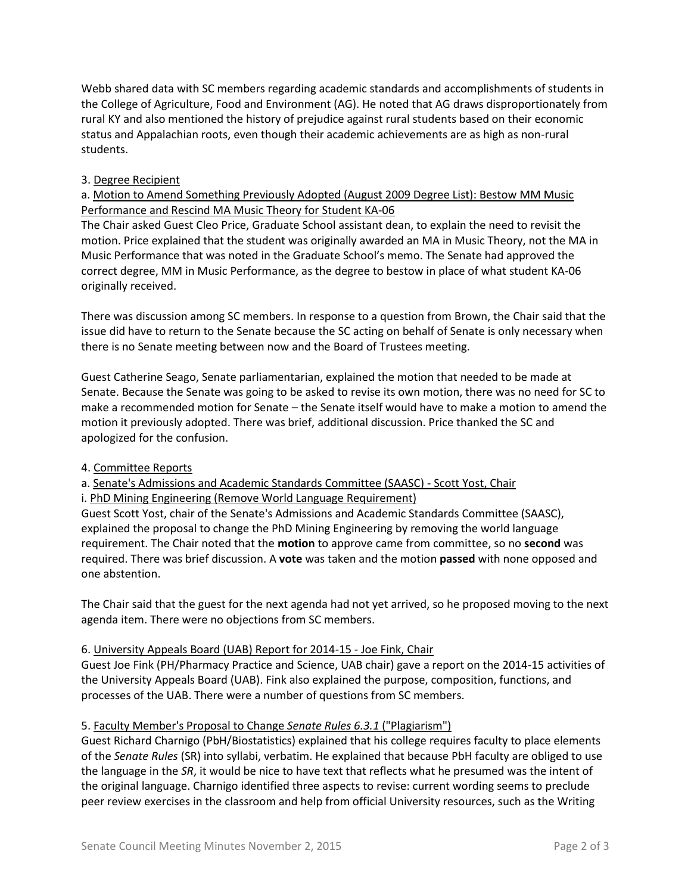Webb shared data with SC members regarding academic standards and accomplishments of students in the College of Agriculture, Food and Environment (AG). He noted that AG draws disproportionately from rural KY and also mentioned the history of prejudice against rural students based on their economic status and Appalachian roots, even though their academic achievements are as high as non-rural students.

3. Degree Recipient

a. Motion to Amend Something Previously Adopted (August 2009 Degree List): Bestow MM Music Performance and Rescind MA Music Theory for Student KA-06

The Chair asked Guest Cleo Price, Graduate School assistant dean, to explain the need to revisit the motion. Price explained that the student was originally awarded an MA in Music Theory, not the MA in Music Performance that was noted in the Graduate School's memo. The Senate had approved the correct degree, MM in Music Performance, as the degree to bestow in place of what student KA-06 originally received.

There was discussion among SC members. In response to a question from Brown, the Chair said that the issue did have to return to the Senate because the SC acting on behalf of Senate is only necessary when there is no Senate meeting between now and the Board of Trustees meeting.

Guest Catherine Seago, Senate parliamentarian, explained the motion that needed to be made at Senate. Because the Senate was going to be asked to revise its own motion, there was no need for SC to make a recommended motion for Senate – the Senate itself would have to make a motion to amend the motion it previously adopted. There was brief, additional discussion. Price thanked the SC and apologized for the confusion.

4. Committee Reports

a. Senate's Admissions and Academic Standards Committee (SAASC) - Scott Yost, Chair

i. PhD Mining Engineering (Remove World Language Requirement)

Guest Scott Yost, chair of the Senate's Admissions and Academic Standards Committee (SAASC), explained the proposal to change the PhD Mining Engineering by removing the world language requirement. The Chair noted that the **motion** to approve came from committee, so no **second** was required. There was brief discussion. A **vote** was taken and the motion **passed** with none opposed and one abstention.

The Chair said that the guest for the next agenda had not yet arrived, so he proposed moving to the next agenda item. There were no objections from SC members.

6. University Appeals Board (UAB) Report for 2014-15 - Joe Fink, Chair

Guest Joe Fink (PH/Pharmacy Practice and Science, UAB chair) gave a report on the 2014-15 activities of the University Appeals Board (UAB). Fink also explained the purpose, composition, functions, and processes of the UAB. There were a number of questions from SC members.

5. Faculty Member's Proposal to Change *Senate Rules 6.3.1* ("Plagiarism")

Guest Richard Charnigo (PbH/Biostatistics) explained that his college requires faculty to place elements of the *Senate Rules* (SR) into syllabi, verbatim. He explained that because PbH faculty are obliged to use the language in the *SR*, it would be nice to have text that reflects what he presumed was the intent of the original language. Charnigo identified three aspects to revise: current wording seems to preclude peer review exercises in the classroom and help from official University resources, such as the Writing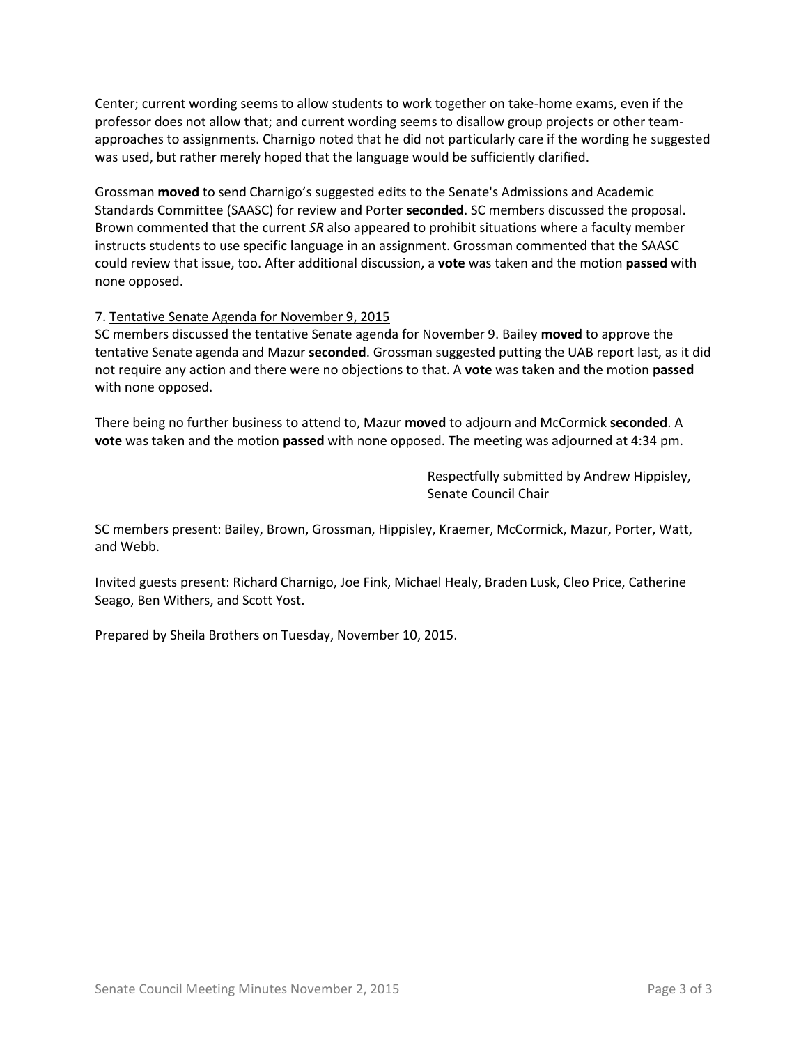Center; current wording seems to allow students to work together on take-home exams, even if the professor does not allow that; and current wording seems to disallow group projects or other team-approaches to assignments. Charnigo noted that he did not particularly care if the wording he suggested was used, but rather merely hoped that the language would be sufficiently clarified.

Grossman **moved** to send Charnigo's suggested edits to the Senate's Admissions and Academic Standards Committee (SAASC) for review and Porter **seconded**. SC members discussed the proposal. Brown commented that the current *SR* also appeared to prohibit situations where a faculty member instructs students to use specific language in an assignment. Grossman commented that the SAASC could review that issue, too. After additional discussion, a **vote** was taken and the motion **passed** with none opposed.

7. <u>Tentative Senate Agenda for November 9, 2015</u>
SC members discussed the tentative Senate agenda for November 9. Bailey **moved** to approve the tentative Senate agenda and Mazur **seconded**. Grossman suggested putting the UAB report last, as it did not require any action and there were no objections to that. A **vote** was taken and the motion **passed** with none opposed.

There being no further business to attend to, Mazur **moved** to adjourn and McCormick **seconded**. A **vote** was taken and the motion **passed** with none opposed. The meeting was adjourned at 4:34 pm.

Respectfully submitted by Andrew Hippisley,
Senate Council Chair

SC members present: Bailey, Brown, Grossman, Hippisley, Kraemer, McCormick, Mazur, Porter, Watt, and Webb.

Invited guests present: Richard Charnigo, Joe Fink, Michael Healy, Braden Lusk, Cleo Price, Catherine Seago, Ben Withers, and Scott Yost.

Prepared by Sheila Brothers on Tuesday, November 10, 2015.